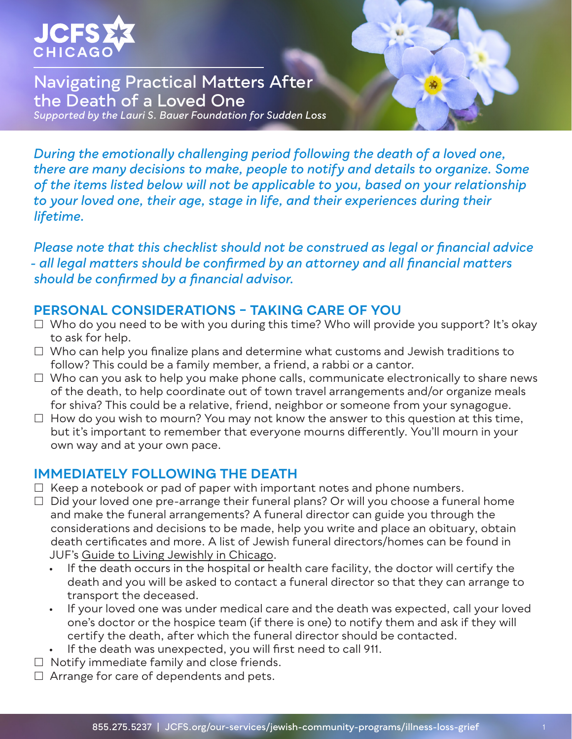JCFS CHICAGO

# Navigating Practical Matters After the Death of a Loved One

*Supported by the Lauri S. Bauer Foundation for Sudden Loss*

*During the emotionally challenging period following the death of a loved one, there are many decisions to make, people to notify and details to organize. Some of the items listed below will not be applicable to you, based on your relationship to your loved one, their age, stage in life, and their experiences during their lifetime.*

*Please note that this checklist should not be construed as legal or financial advice - all legal matters should be confirmed by an attorney and all financial matters should be confirmed by a financial advisor.*

## PERSONAL CONSIDERATIONS – TAKING CARE OF YOU

- ☐ Who do you need to be with you during this time? Who will provide you support? It's okay to ask for help.
- ☐ Who can help you finalize plans and determine what customs and Jewish traditions to follow? This could be a family member, a friend, a rabbi or a cantor.
- ☐ Who can you ask to help you make phone calls, communicate electronically to share news of the death, to help coordinate out of town travel arrangements and/or organize meals for shiva? This could be a relative, friend, neighbor or someone from your synagogue.
- ☐ How do you wish to mourn? You may not know the answer to this question at this time, but it's important to remember that everyone mourns differently. You'll mourn in your own way and at your own pace.

## IMMEDIATELY FOLLOWING THE DEATH

- ☐ Keep a notebook or pad of paper with important notes and phone numbers.
- ☐ Did your loved one pre-arrange their funeral plans? Or will you choose a funeral home and make the funeral arrangements? A funeral director can guide you through the considerations and decisions to be made, help you write and place an obituary, obtain death certificates and more. A list of Jewish funeral directors/homes can be found in JUF's Guide to Living Jewishly in Chicago.
  - If the death occurs in the hospital or health care facility, the doctor will certify the death and you will be asked to contact a funeral director so that they can arrange to transport the deceased.
  - If your loved one was under medical care and the death was expected, call your loved one's doctor or the hospice team (if there is one) to notify them and ask if they will certify the death, after which the funeral director should be contacted.
  - If the death was unexpected, you will first need to call 911.
- ☐ Notify immediate family and close friends.
- ☐ Arrange for care of dependents and pets.

855.275.5237 | JCFS.org/our-services/jewish-community-programs/illness-loss-grief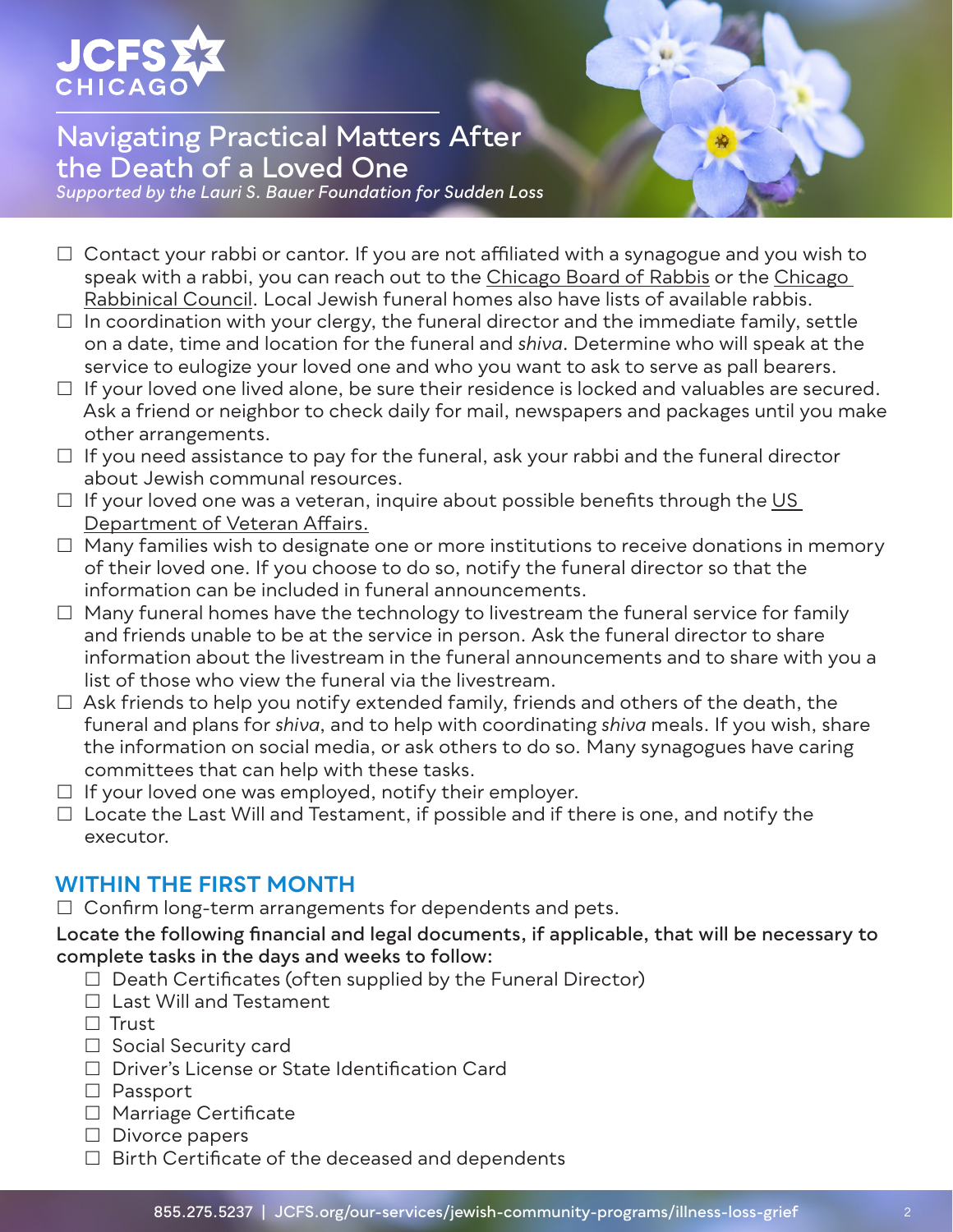# Navigating Practical Matters After the Death of a Loved One

*Supported by the Lauri S. Bauer Foundation for Sudden Loss*

- ☐ Contact your rabbi or cantor. If you are not affiliated with a synagogue and you wish to speak with a rabbi, you can reach out to the Chicago Board of Rabbis or the Chicago Rabbinical Council. Local Jewish funeral homes also have lists of available rabbis.
- ☐ In coordination with your clergy, the funeral director and the immediate family, settle on a date, time and location for the funeral and *shiva*. Determine who will speak at the service to eulogize your loved one and who you want to ask to serve as pall bearers.
- ☐ If your loved one lived alone, be sure their residence is locked and valuables are secured. Ask a friend or neighbor to check daily for mail, newspapers and packages until you make other arrangements.
- ☐ If you need assistance to pay for the funeral, ask your rabbi and the funeral director about Jewish communal resources.
- ☐ If your loved one was a veteran, inquire about possible benefits through the US Department of Veteran Affairs.
- ☐ Many families wish to designate one or more institutions to receive donations in memory of their loved one. If you choose to do so, notify the funeral director so that the information can be included in funeral announcements.
- ☐ Many funeral homes have the technology to livestream the funeral service for family and friends unable to be at the service in person. Ask the funeral director to share information about the livestream in the funeral announcements and to share with you a list of those who view the funeral via the livestream.
- ☐ Ask friends to help you notify extended family, friends and others of the death, the funeral and plans for *shiva*, and to help with coordinating *shiva* meals. If you wish, share the information on social media, or ask others to do so. Many synagogues have caring committees that can help with these tasks.
- ☐ If your loved one was employed, notify their employer.
- ☐ Locate the Last Will and Testament, if possible and if there is one, and notify the executor.

## WITHIN THE FIRST MONTH

- ☐ Confirm long-term arrangements for dependents and pets.

**Locate the following financial and legal documents, if applicable, that will be necessary to complete tasks in the days and weeks to follow:**

- ☐ Death Certificates (often supplied by the Funeral Director)
- ☐ Last Will and Testament
- ☐ Trust
- ☐ Social Security card
- ☐ Driver's License or State Identification Card
- ☐ Passport
- ☐ Marriage Certificate
- ☐ Divorce papers
- ☐ Birth Certificate of the deceased and dependents

855.275.5237 | JCFS.org/our-services/jewish-community-programs/illness-loss-grief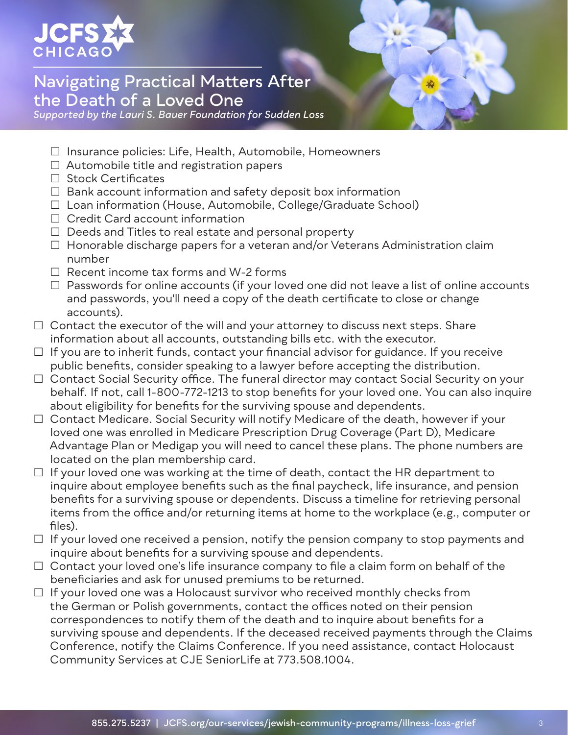- ☐ Insurance policies: Life, Health, Automobile, Homeowners
- ☐ Automobile title and registration papers
- ☐ Stock Certificates
- ☐ Bank account information and safety deposit box information
- ☐ Loan information (House, Automobile, College/Graduate School)
- ☐ Credit Card account information
- ☐ Deeds and Titles to real estate and personal property
- ☐ Honorable discharge papers for a veteran and/or Veterans Administration claim number
- ☐ Recent income tax forms and W-2 forms
- ☐ Passwords for online accounts (if your loved one did not leave a list of online accounts and passwords, you'll need a copy of the death certificate to close or change accounts).

☐ Contact the executor of the will and your attorney to discuss next steps. Share information about all accounts, outstanding bills etc. with the executor.

☐ If you are to inherit funds, contact your financial advisor for guidance. If you receive public benefits, consider speaking to a lawyer before accepting the distribution.

☐ Contact Social Security office. The funeral director may contact Social Security on your behalf. If not, call 1-800-772-1213 to stop benefits for your loved one. You can also inquire about eligibility for benefits for the surviving spouse and dependents.

☐ Contact Medicare. Social Security will notify Medicare of the death, however if your loved one was enrolled in Medicare Prescription Drug Coverage (Part D), Medicare Advantage Plan or Medigap you will need to cancel these plans. The phone numbers are located on the plan membership card.

☐ If your loved one was working at the time of death, contact the HR department to inquire about employee benefits such as the final paycheck, life insurance, and pension benefits for a surviving spouse or dependents. Discuss a timeline for retrieving personal items from the office and/or returning items at home to the workplace (e.g., computer or files).

☐ If your loved one received a pension, notify the pension company to stop payments and inquire about benefits for a surviving spouse and dependents.

☐ Contact your loved one's life insurance company to file a claim form on behalf of the beneficiaries and ask for unused premiums to be returned.

☐ If your loved one was a Holocaust survivor who received monthly checks from the German or Polish governments, contact the offices noted on their pension correspondences to notify them of the death and to inquire about benefits for a surviving spouse and dependents. If the deceased received payments through the Claims Conference, notify the Claims Conference. If you need assistance, contact Holocaust Community Services at CJE SeniorLife at 773.508.1004.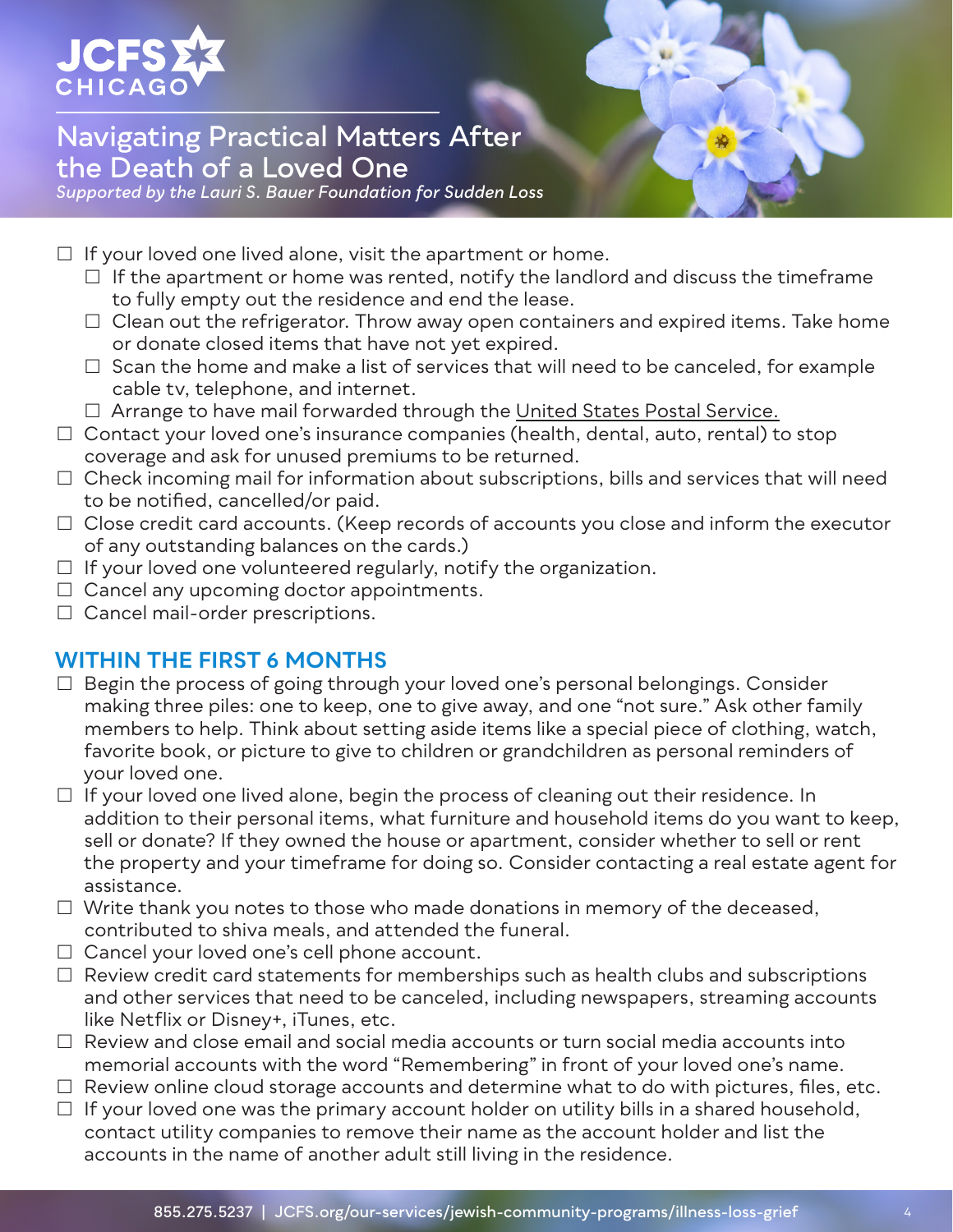# Navigating Practical Matters After the Death of a Loved One

*Supported by the Lauri S. Bauer Foundation for Sudden Loss*

- ☐ If your loved one lived alone, visit the apartment or home.
  - ☐ If the apartment or home was rented, notify the landlord and discuss the timeframe to fully empty out the residence and end the lease.
  - ☐ Clean out the refrigerator. Throw away open containers and expired items. Take home or donate closed items that have not yet expired.
  - ☐ Scan the home and make a list of services that will need to be canceled, for example cable tv, telephone, and internet.
  - ☐ Arrange to have mail forwarded through the United States Postal Service.
- ☐ Contact your loved one's insurance companies (health, dental, auto, rental) to stop coverage and ask for unused premiums to be returned.
- ☐ Check incoming mail for information about subscriptions, bills and services that will need to be notified, cancelled/or paid.
- ☐ Close credit card accounts. (Keep records of accounts you close and inform the executor of any outstanding balances on the cards.)
- ☐ If your loved one volunteered regularly, notify the organization.
- ☐ Cancel any upcoming doctor appointments.
- ☐ Cancel mail-order prescriptions.

## WITHIN THE FIRST 6 MONTHS

- ☐ Begin the process of going through your loved one's personal belongings. Consider making three piles: one to keep, one to give away, and one "not sure." Ask other family members to help. Think about setting aside items like a special piece of clothing, watch, favorite book, or picture to give to children or grandchildren as personal reminders of your loved one.
- ☐ If your loved one lived alone, begin the process of cleaning out their residence. In addition to their personal items, what furniture and household items do you want to keep, sell or donate? If they owned the house or apartment, consider whether to sell or rent the property and your timeframe for doing so. Consider contacting a real estate agent for assistance.
- ☐ Write thank you notes to those who made donations in memory of the deceased, contributed to shiva meals, and attended the funeral.
- ☐ Cancel your loved one's cell phone account.
- ☐ Review credit card statements for memberships such as health clubs and subscriptions and other services that need to be canceled, including newspapers, streaming accounts like Netflix or Disney+, iTunes, etc.
- ☐ Review and close email and social media accounts or turn social media accounts into memorial accounts with the word "Remembering" in front of your loved one's name.
- ☐ Review online cloud storage accounts and determine what to do with pictures, files, etc.
- ☐ If your loved one was the primary account holder on utility bills in a shared household, contact utility companies to remove their name as the account holder and list the accounts in the name of another adult still living in the residence.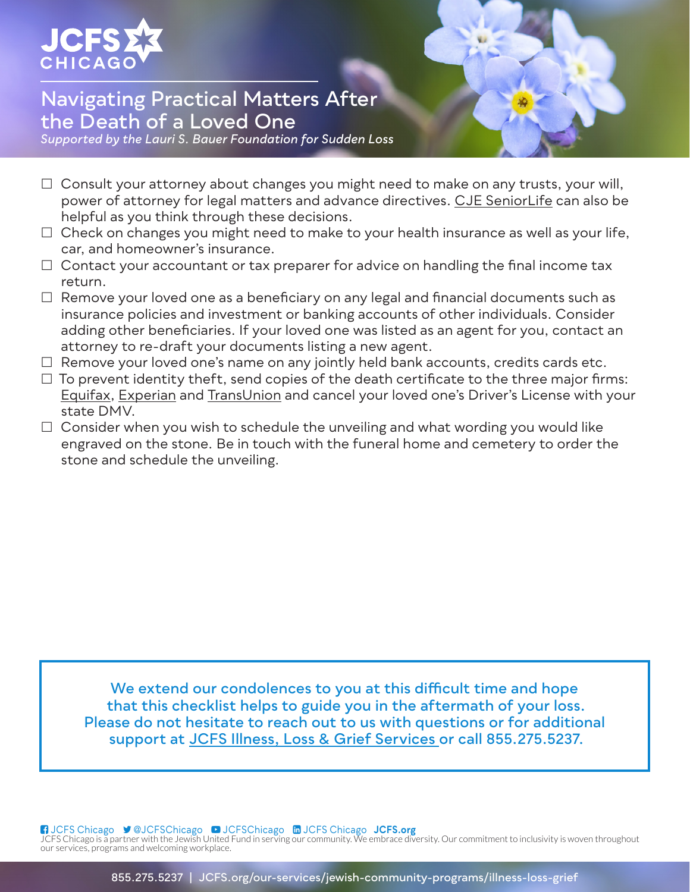JCFS CHICAGO

# Navigating Practical Matters After the Death of a Loved One

*Supported by the Lauri S. Bauer Foundation for Sudden Loss*

- ☐ Consult your attorney about changes you might need to make on any trusts, your will, power of attorney for legal matters and advance directives. CJE SeniorLife can also be helpful as you think through these decisions.
- ☐ Check on changes you might need to make to your health insurance as well as your life, car, and homeowner's insurance.
- ☐ Contact your accountant or tax preparer for advice on handling the final income tax return.
- ☐ Remove your loved one as a beneficiary on any legal and financial documents such as insurance policies and investment or banking accounts of other individuals. Consider adding other beneficiaries. If your loved one was listed as an agent for you, contact an attorney to re-draft your documents listing a new agent.
- ☐ Remove your loved one's name on any jointly held bank accounts, credits cards etc.
- ☐ To prevent identity theft, send copies of the death certificate to the three major firms: Equifax, Experian and TransUnion and cancel your loved one's Driver's License with your state DMV.
- ☐ Consider when you wish to schedule the unveiling and what wording you would like engraved on the stone. Be in touch with the funeral home and cemetery to order the stone and schedule the unveiling.

We extend our condolences to you at this difficult time and hope that this checklist helps to guide you in the aftermath of your loss. Please do not hesitate to reach out to us with questions or for additional support at JCFS Illness, Loss & Grief Services or call 855.275.5237.

JCFS Chicago @JCFSChicago JCFSChicago JCFS Chicago **JCFS.org**

JCFS Chicago is a partner with the Jewish United Fund in serving our community. We embrace diversity. Our commitment to inclusivity is woven throughout our services, programs and welcoming workplace.

855.275.5237 | JCFS.org/our-services/jewish-community-programs/illness-loss-grief